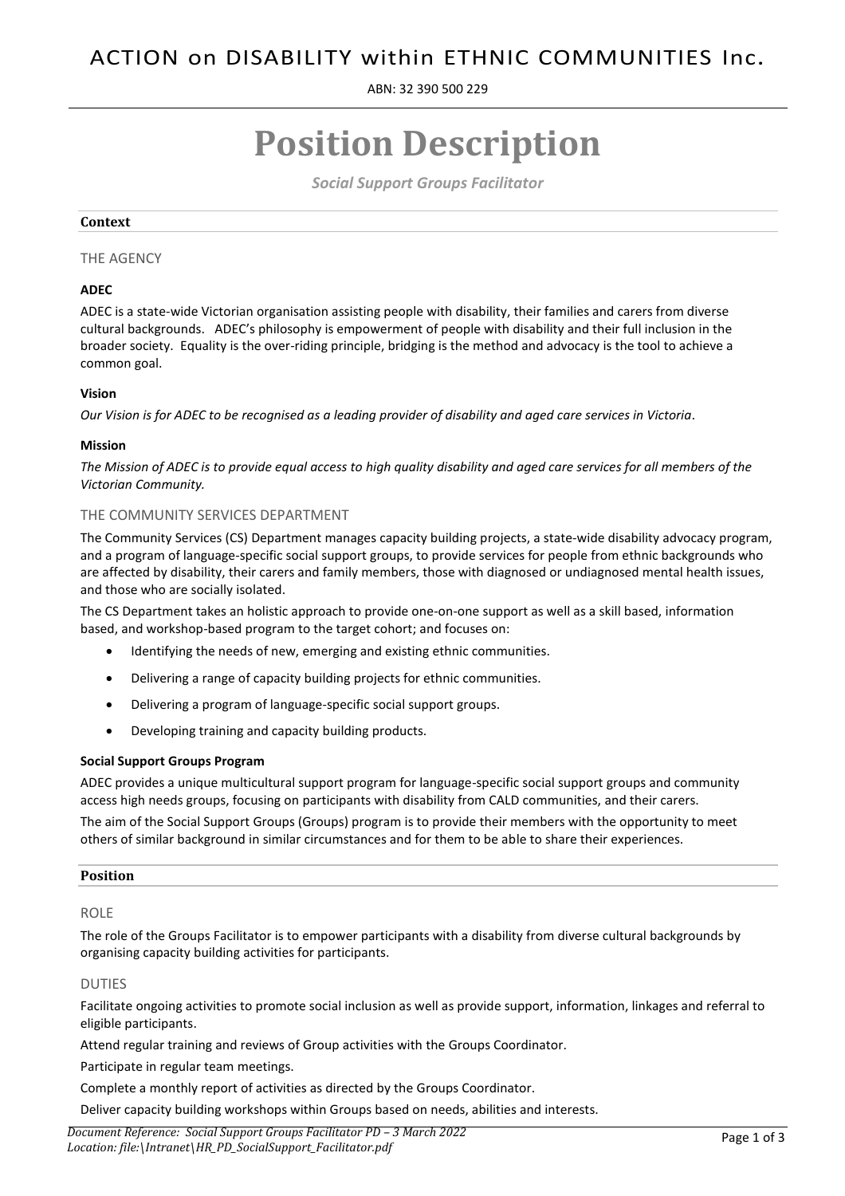ACTION on DISABILITY within ETHNIC COMMUNITIES Inc.

ABN: 32 390 500 229

# Position Description

*Social Support Groups Facilitator*

## Context

### THE AGENCY

**ADEC**

ADEC is a state-wide Victorian organisation assisting people with disability, their families and carers from diverse cultural backgrounds. ADEC's philosophy is empowerment of people with disability and their full inclusion in the broader society. Equality is the over-riding principle, bridging is the method and advocacy is the tool to achieve a common goal.

**Vision**

*Our Vision is for ADEC to be recognised as a leading provider of disability and aged care services in Victoria.*

**Mission**

*The Mission of ADEC is to provide equal access to high quality disability and aged care services for all members of the Victorian Community.*

### THE COMMUNITY SERVICES DEPARTMENT

The Community Services (CS) Department manages capacity building projects, a state-wide disability advocacy program, and a program of language-specific social support groups, to provide services for people from ethnic backgrounds who are affected by disability, their carers and family members, those with diagnosed or undiagnosed mental health issues, and those who are socially isolated.

The CS Department takes an holistic approach to provide one-on-one support as well as a skill based, information based, and workshop-based program to the target cohort; and focuses on:

- Identifying the needs of new, emerging and existing ethnic communities.
- Delivering a range of capacity building projects for ethnic communities.
- Delivering a program of language-specific social support groups.
- Developing training and capacity building products.

**Social Support Groups Program**

ADEC provides a unique multicultural support program for language-specific social support groups and community access high needs groups, focusing on participants with disability from CALD communities, and their carers.

The aim of the Social Support Groups (Groups) program is to provide their members with the opportunity to meet others of similar background in similar circumstances and for them to be able to share their experiences.

## Position

### ROLE

The role of the Groups Facilitator is to empower participants with a disability from diverse cultural backgrounds by organising capacity building activities for participants.

### DUTIES

Facilitate ongoing activities to promote social inclusion as well as provide support, information, linkages and referral to eligible participants.

Attend regular training and reviews of Group activities with the Groups Coordinator.

Participate in regular team meetings.

Complete a monthly report of activities as directed by the Groups Coordinator.

Deliver capacity building workshops within Groups based on needs, abilities and interests.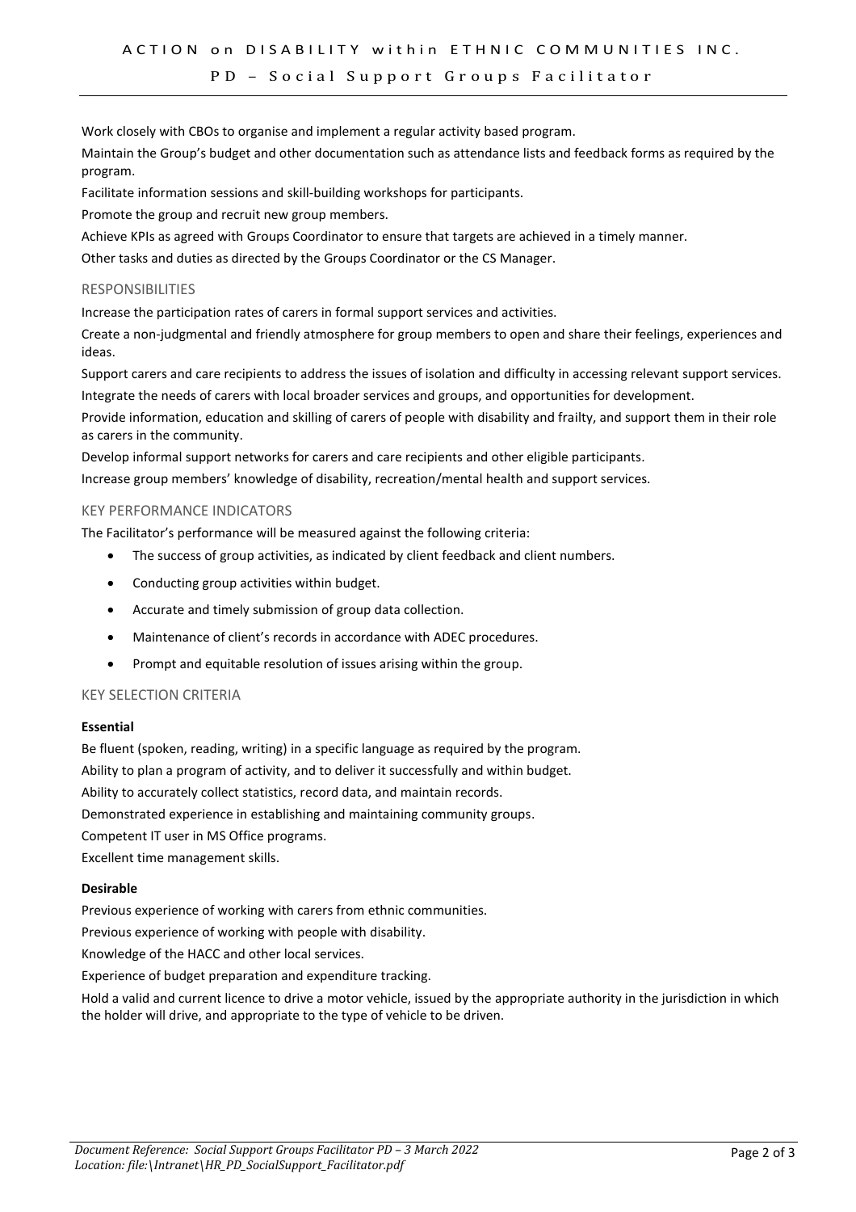Work closely with CBOs to organise and implement a regular activity based program.

Maintain the Group's budget and other documentation such as attendance lists and feedback forms as required by the program.

Facilitate information sessions and skill-building workshops for participants.

Promote the group and recruit new group members.

Achieve KPIs as agreed with Groups Coordinator to ensure that targets are achieved in a timely manner.

Other tasks and duties as directed by the Groups Coordinator or the CS Manager.

## RESPONSIBILITIES

Increase the participation rates of carers in formal support services and activities.

Create a non-judgmental and friendly atmosphere for group members to open and share their feelings, experiences and ideas.

Support carers and care recipients to address the issues of isolation and difficulty in accessing relevant support services.

Integrate the needs of carers with local broader services and groups, and opportunities for development.

Provide information, education and skilling of carers of people with disability and frailty, and support them in their role as carers in the community.

Develop informal support networks for carers and care recipients and other eligible participants.

Increase group members' knowledge of disability, recreation/mental health and support services.

## KEY PERFORMANCE INDICATORS

The Facilitator's performance will be measured against the following criteria:

- The success of group activities, as indicated by client feedback and client numbers.
- Conducting group activities within budget.
- Accurate and timely submission of group data collection.
- Maintenance of client's records in accordance with ADEC procedures.
- Prompt and equitable resolution of issues arising within the group.

## KEY SELECTION CRITERIA

**Essential**

Be fluent (spoken, reading, writing) in a specific language as required by the program.

Ability to plan a program of activity, and to deliver it successfully and within budget.

Ability to accurately collect statistics, record data, and maintain records.

Demonstrated experience in establishing and maintaining community groups.

Competent IT user in MS Office programs.

Excellent time management skills.

**Desirable**

Previous experience of working with carers from ethnic communities.

Previous experience of working with people with disability.

Knowledge of the HACC and other local services.

Experience of budget preparation and expenditure tracking.

Hold a valid and current licence to drive a motor vehicle, issued by the appropriate authority in the jurisdiction in which the holder will drive, and appropriate to the type of vehicle to be driven.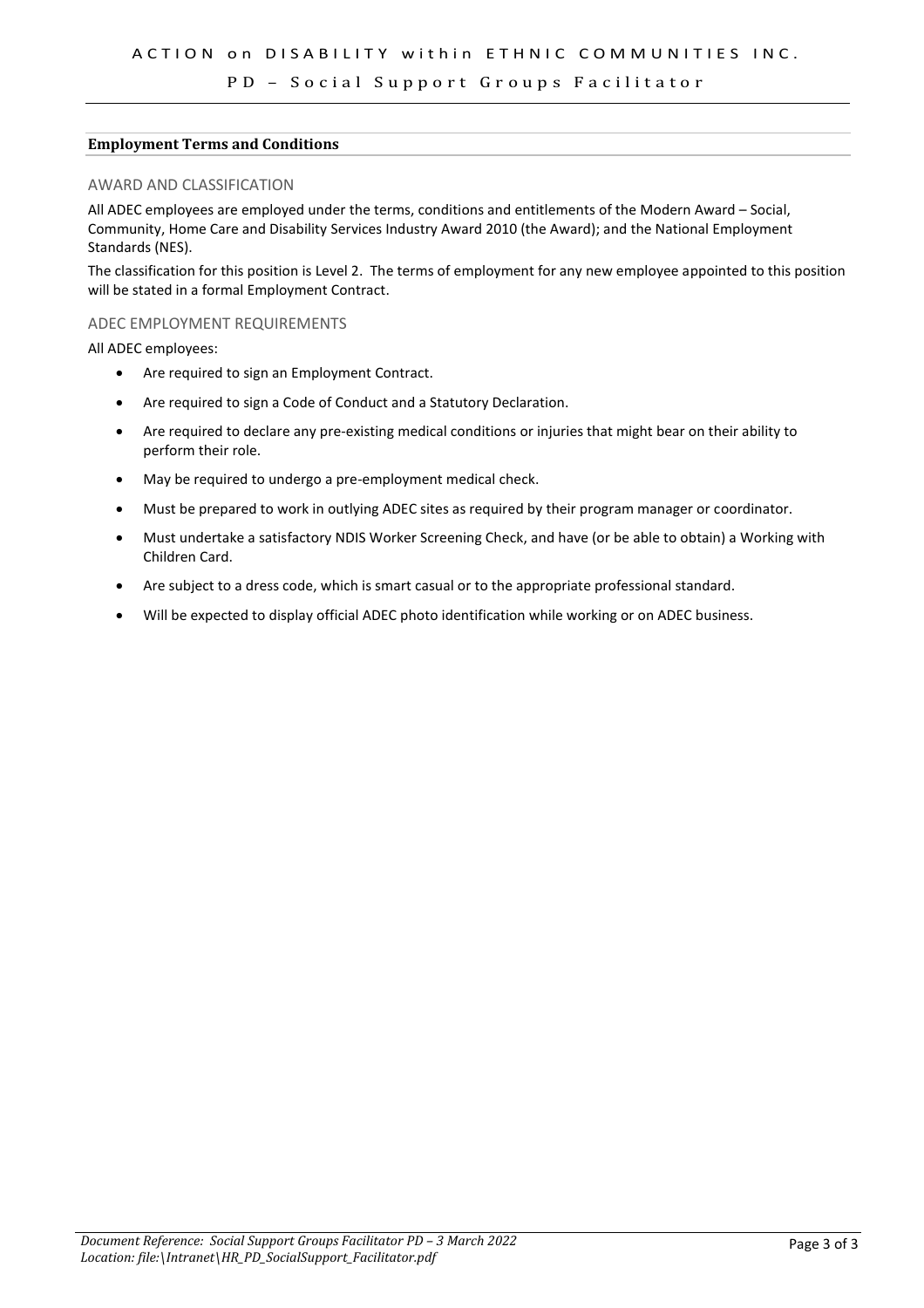## Employment Terms and Conditions

### AWARD AND CLASSIFICATION

All ADEC employees are employed under the terms, conditions and entitlements of the Modern Award – Social, Community, Home Care and Disability Services Industry Award 2010 (the Award); and the National Employment Standards (NES).

The classification for this position is Level 2. The terms of employment for any new employee appointed to this position will be stated in a formal Employment Contract.

### ADEC EMPLOYMENT REQUIREMENTS

All ADEC employees:

- Are required to sign an Employment Contract.
- Are required to sign a Code of Conduct and a Statutory Declaration.
- Are required to declare any pre-existing medical conditions or injuries that might bear on their ability to perform their role.
- May be required to undergo a pre-employment medical check.
- Must be prepared to work in outlying ADEC sites as required by their program manager or coordinator.
- Must undertake a satisfactory NDIS Worker Screening Check, and have (or be able to obtain) a Working with Children Card.
- Are subject to a dress code, which is smart casual or to the appropriate professional standard.
- Will be expected to display official ADEC photo identification while working or on ADEC business.